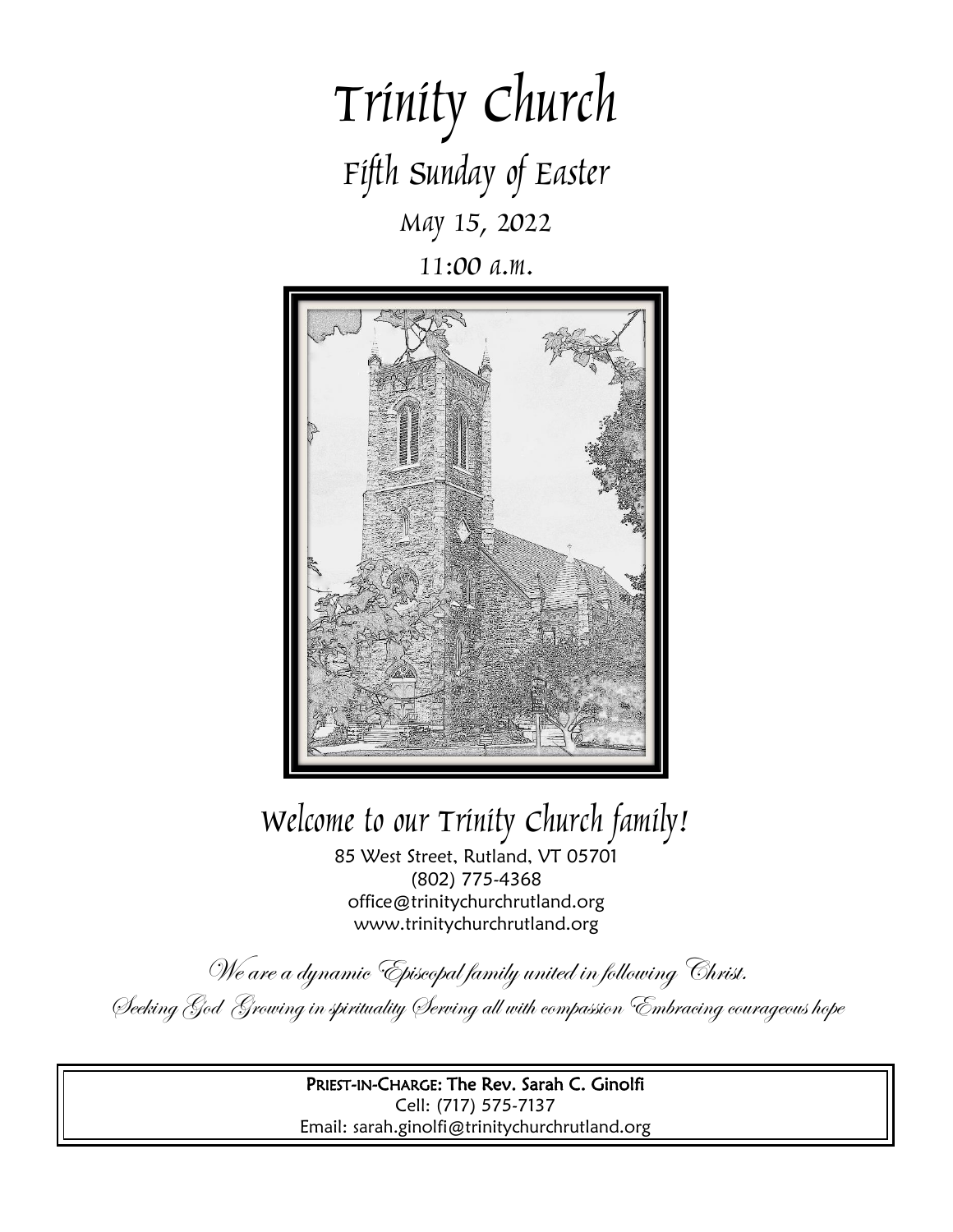# Trinity Church

## Fifth Sunday of Easter

May 15, 2022

11:00 a.m.

## Welcome to our Trinity Church family!

85 West Street, Rutland, VT 05701
(802) 775-4368
office@trinitychurchrutland.org
www.trinitychurchrutland.org

*We are a dynamic Episcopal family united in following Christ.*

*Seeking God Growing in spirituality Serving all with compassion Embracing courageous hope*

**PRIEST-IN-CHARGE: The Rev. Sarah C. Ginolfi**
Cell: (717) 575-7137
Email: sarah.ginolfi@trinitychurchrutland.org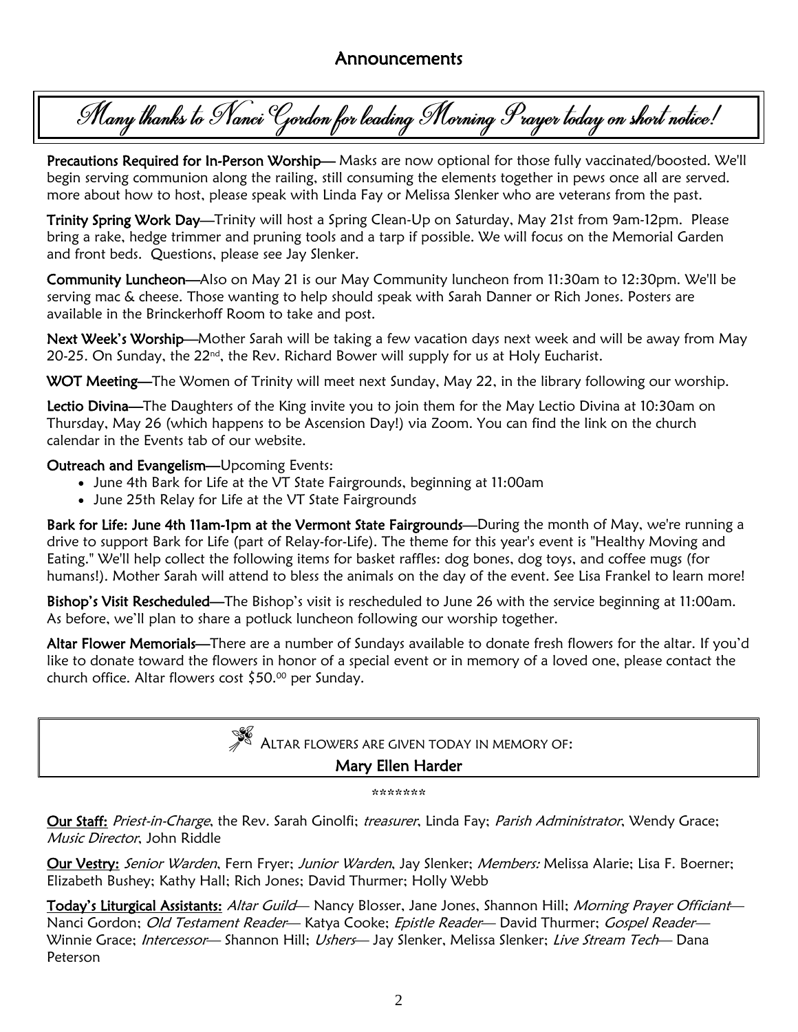## Announcements

**Many thanks to Nanci Gordon for leading Morning Prayer today on short notice!**

**Precautions Required for In-Person Worship**— Masks are now optional for those fully vaccinated/boosted. We'll begin serving communion along the railing, still consuming the elements together in pews once all are served. more about how to host, please speak with Linda Fay or Melissa Slenker who are veterans from the past.

**Trinity Spring Work Day**—Trinity will host a Spring Clean-Up on Saturday, May 21st from 9am-12pm. Please bring a rake, hedge trimmer and pruning tools and a tarp if possible. We will focus on the Memorial Garden and front beds. Questions, please see Jay Slenker.

**Community Luncheon**—Also on May 21 is our May Community luncheon from 11:30am to 12:30pm. We'll be serving mac & cheese. Those wanting to help should speak with Sarah Danner or Rich Jones. Posters are available in the Brinckerhoff Room to take and post.

**Next Week's Worship**—Mother Sarah will be taking a few vacation days next week and will be away from May 20-25. On Sunday, the 22nd, the Rev. Richard Bower will supply for us at Holy Eucharist.

**WOT Meeting**—The Women of Trinity will meet next Sunday, May 22, in the library following our worship.

**Lectio Divina**—The Daughters of the King invite you to join them for the May Lectio Divina at 10:30am on Thursday, May 26 (which happens to be Ascension Day!) via Zoom. You can find the link on the church calendar in the Events tab of our website.

**Outreach and Evangelism**—Upcoming Events:

- June 4th Bark for Life at the VT State Fairgrounds, beginning at 11:00am
- June 25th Relay for Life at the VT State Fairgrounds

**Bark for Life: June 4th 11am-1pm at the Vermont State Fairgrounds**—During the month of May, we're running a drive to support Bark for Life (part of Relay-for-Life). The theme for this year's event is "Healthy Moving and Eating." We'll help collect the following items for basket raffles: dog bones, dog toys, and coffee mugs (for humans!). Mother Sarah will attend to bless the animals on the day of the event. See Lisa Frankel to learn more!

**Bishop's Visit Rescheduled**—The Bishop's visit is rescheduled to June 26 with the service beginning at 11:00am. As before, we'll plan to share a potluck luncheon following our worship together.

**Altar Flower Memorials**—There are a number of Sundays available to donate fresh flowers for the altar. If you'd like to donate toward the flowers in honor of a special event or in memory of a loved one, please contact the church office. Altar flowers cost $50.00 per Sunday.

ALTAR FLOWERS ARE GIVEN TODAY IN MEMORY OF:

**Mary Ellen Harder**

\*\*\*\*\*\*\*

**Our Staff:** *Priest-in-Charge*, the Rev. Sarah Ginolfi; *treasurer*, Linda Fay; *Parish Administrator*, Wendy Grace; *Music Director*, John Riddle

**Our Vestry:** *Senior Warden*, Fern Fryer; *Junior Warden*, Jay Slenker; *Members:* Melissa Alarie; Lisa F. Boerner; Elizabeth Bushey; Kathy Hall; Rich Jones; David Thurmer; Holly Webb

**Today's Liturgical Assistants:** *Altar Guild*— Nancy Blosser, Jane Jones, Shannon Hill; *Morning Prayer Officiant*— Nanci Gordon; *Old Testament Reader*— Katya Cooke; *Epistle Reader*— David Thurmer; *Gospel Reader*— Winnie Grace; *Intercessor*— Shannon Hill; *Ushers*— Jay Slenker, Melissa Slenker; *Live Stream Tech*— Dana Peterson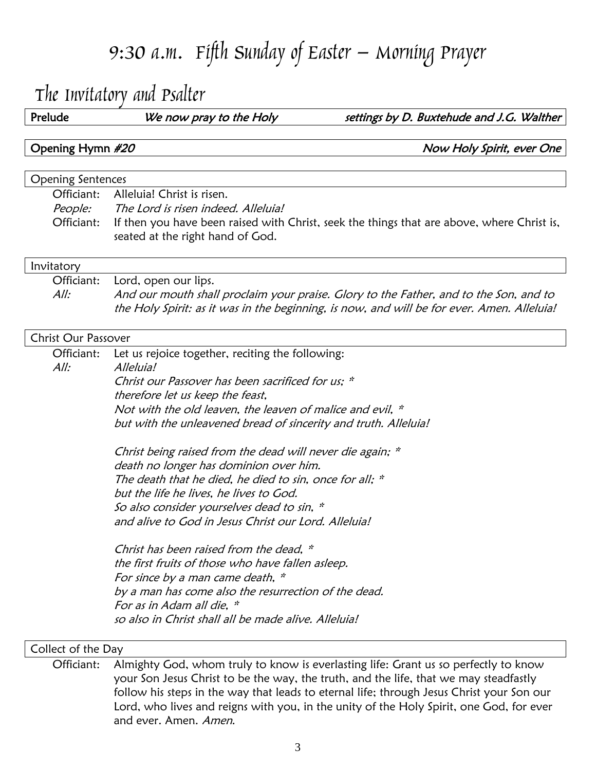# 9:30 a.m. Fifth Sunday of Easter – Morning Prayer

## The Invitatory and Psalter

**Prelude** *We now pray to the Holy* *settings by D. Buxtehude and J.G. Walther*

**Opening Hymn** *#20* *Now Holy Spirit, ever One*

### Opening Sentences

Officiant: Alleluia! Christ is risen.
*People: The Lord is risen indeed. Alleluia!*
Officiant: If then you have been raised with Christ, seek the things that are above, where Christ is, seated at the right hand of God.

### Invitatory

Officiant: Lord, open our lips.
*All: And our mouth shall proclaim your praise. Glory to the Father, and to the Son, and to the Holy Spirit: as it was in the beginning, is now, and will be for ever. Amen. Alleluia!*

### Christ Our Passover

Officiant: Let us rejoice together, reciting the following:
*All: Alleluia!*
*Christ our Passover has been sacrificed for us; \**
*therefore let us keep the feast,*
*Not with the old leaven, the leaven of malice and evil, \**
*but with the unleavened bread of sincerity and truth. Alleluia!*

*Christ being raised from the dead will never die again; \**
*death no longer has dominion over him.*
*The death that he died, he died to sin, once for all; \**
*but the life he lives, he lives to God.*
*So also consider yourselves dead to sin, \**
*and alive to God in Jesus Christ our Lord. Alleluia!*

*Christ has been raised from the dead, \**
*the first fruits of those who have fallen asleep.*
*For since by a man came death, \**
*by a man has come also the resurrection of the dead.*
*For as in Adam all die, \**
*so also in Christ shall all be made alive. Alleluia!*

### Collect of the Day

Officiant: Almighty God, whom truly to know is everlasting life: Grant us so perfectly to know your Son Jesus Christ to be the way, the truth, and the life, that we may steadfastly follow his steps in the way that leads to eternal life; through Jesus Christ your Son our Lord, who lives and reigns with you, in the unity of the Holy Spirit, one God, for ever and ever. Amen. *Amen.*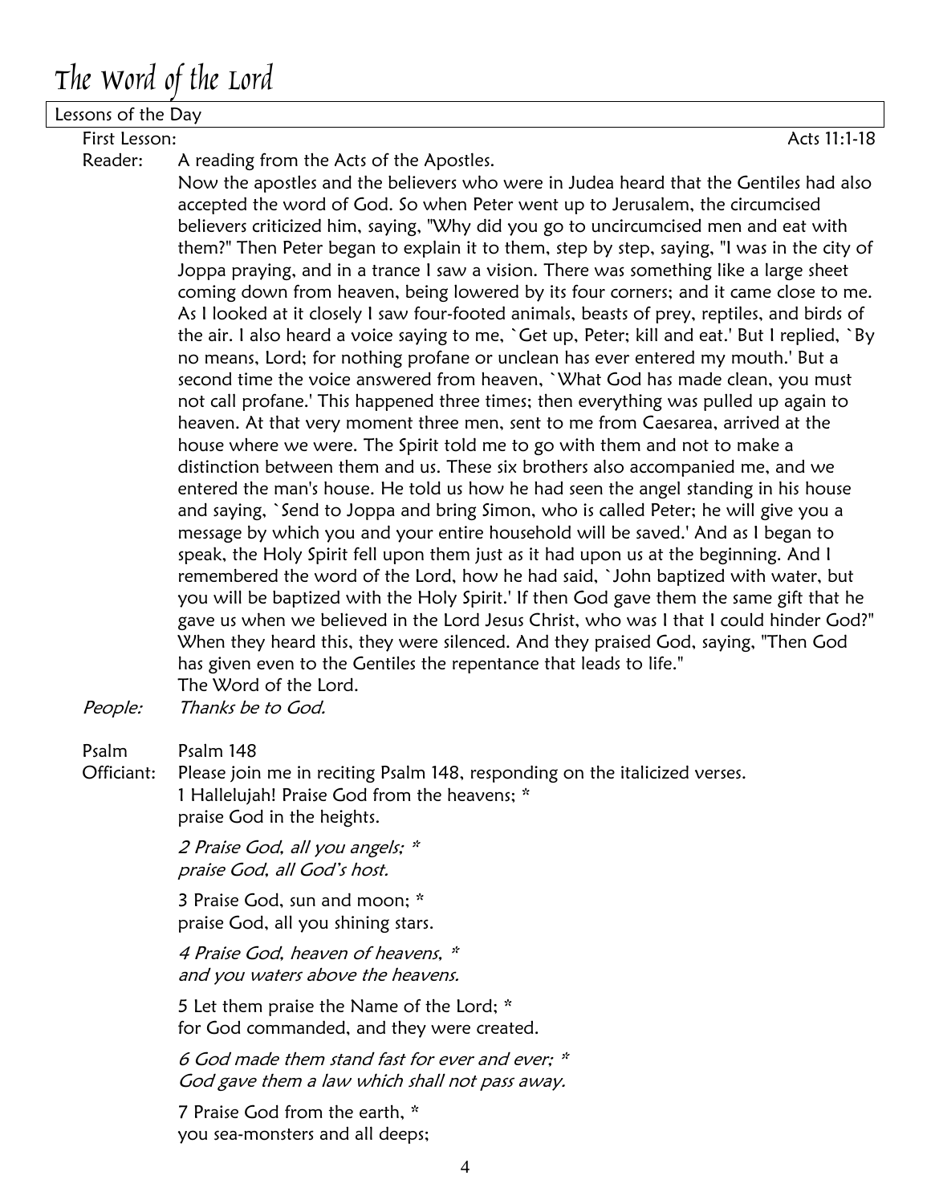# The Word of the Lord

Lessons of the Day

First Lesson: Acts 11:1-18

Reader: A reading from the Acts of the Apostles.

Now the apostles and the believers who were in Judea heard that the Gentiles had also accepted the word of God. So when Peter went up to Jerusalem, the circumcised believers criticized him, saying, "Why did you go to uncircumcised men and eat with them?" Then Peter began to explain it to them, step by step, saying, "I was in the city of Joppa praying, and in a trance I saw a vision. There was something like a large sheet coming down from heaven, being lowered by its four corners; and it came close to me. As I looked at it closely I saw four-footed animals, beasts of prey, reptiles, and birds of the air. I also heard a voice saying to me, `Get up, Peter; kill and eat.' But I replied, `By no means, Lord; for nothing profane or unclean has ever entered my mouth.' But a second time the voice answered from heaven, `What God has made clean, you must not call profane.' This happened three times; then everything was pulled up again to heaven. At that very moment three men, sent to me from Caesarea, arrived at the house where we were. The Spirit told me to go with them and not to make a distinction between them and us. These six brothers also accompanied me, and we entered the man's house. He told us how he had seen the angel standing in his house and saying, `Send to Joppa and bring Simon, who is called Peter; he will give you a message by which you and your entire household will be saved.' And as I began to speak, the Holy Spirit fell upon them just as it had upon us at the beginning. And I remembered the word of the Lord, how he had said, `John baptized with water, but you will be baptized with the Holy Spirit.' If then God gave them the same gift that he gave us when we believed in the Lord Jesus Christ, who was I that I could hinder God?" When they heard this, they were silenced. And they praised God, saying, "Then God has given even to the Gentiles the repentance that leads to life."

The Word of the Lord.

*People:* *Thanks be to God.*

Psalm: Psalm 148

Officiant: Please join me in reciting Psalm 148, responding on the italicized verses.

1 Hallelujah! Praise God from the heavens; *
praise God in the heights.

*2 Praise God, all you angels; **
*praise God, all God's host.*

3 Praise God, sun and moon; *
praise God, all you shining stars.

*4 Praise God, heaven of heavens, **
*and you waters above the heavens.*

5 Let them praise the Name of the Lord; *
for God commanded, and they were created.

*6 God made them stand fast for ever and ever; **
*God gave them a law which shall not pass away.*

7 Praise God from the earth, *
you sea-monsters and all deeps;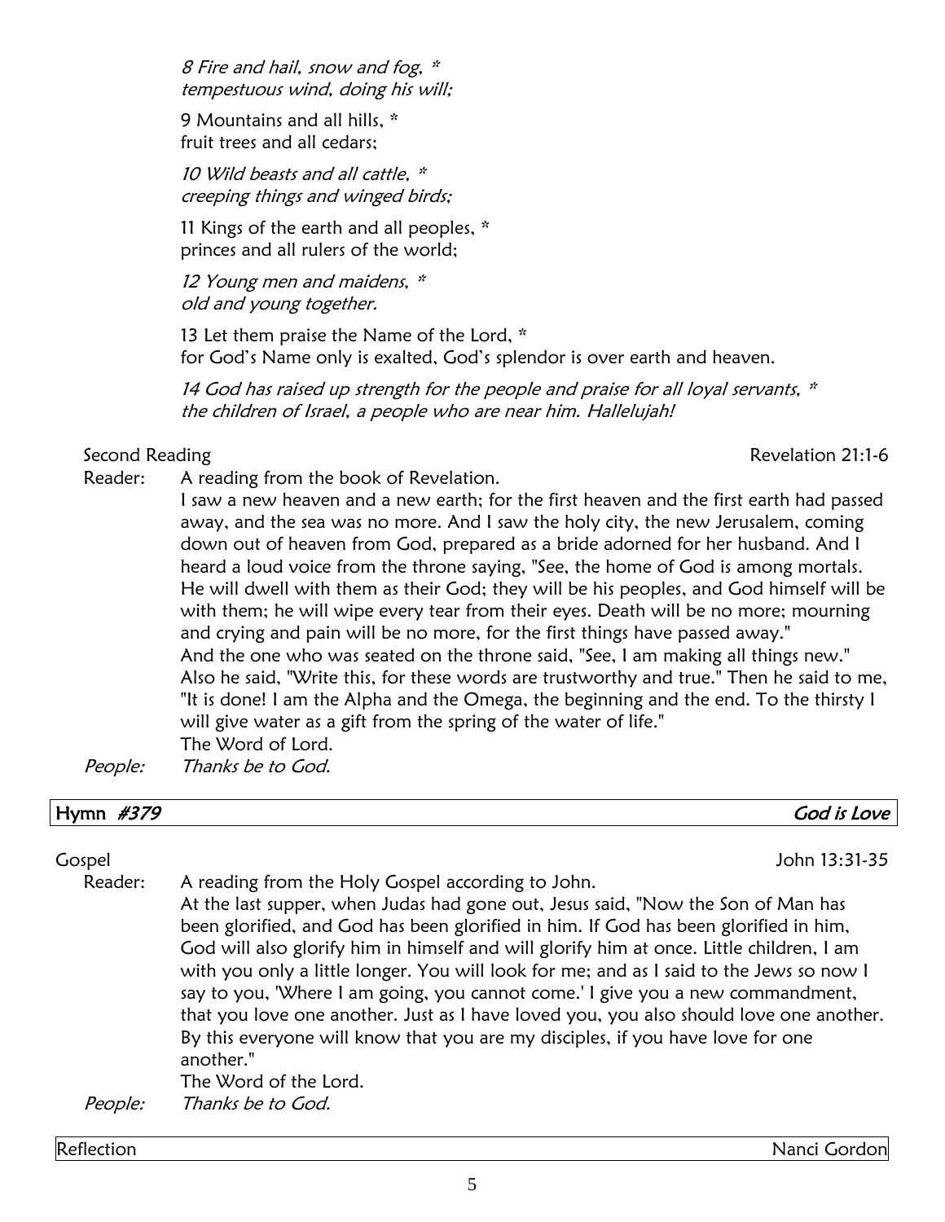*8 Fire and hail, snow and fog, **
*tempestuous wind, doing his will;*

9 Mountains and all hills, *
fruit trees and all cedars;

*10 Wild beasts and all cattle, **
*creeping things and winged birds;*

11 Kings of the earth and all peoples, *
princes and all rulers of the world;

*12 Young men and maidens, **
*old and young together.*

13 Let them praise the Name of the Lord, *
for God's Name only is exalted, God's splendor is over earth and heaven.

*14 God has raised up strength for the people and praise for all loyal servants, **
*the children of Israel, a people who are near him. Hallelujah!*

Second Reading — Revelation 21:1-6

Reader: A reading from the book of Revelation.
I saw a new heaven and a new earth; for the first heaven and the first earth had passed away, and the sea was no more. And I saw the holy city, the new Jerusalem, coming down out of heaven from God, prepared as a bride adorned for her husband. And I heard a loud voice from the throne saying, "See, the home of God is among mortals. He will dwell with them as their God; they will be his peoples, and God himself will be with them; he will wipe every tear from their eyes. Death will be no more; mourning and crying and pain will be no more, for the first things have passed away."
And the one who was seated on the throne said, "See, I am making all things new." Also he said, "Write this, for these words are trustworthy and true." Then he said to me, "It is done! I am the Alpha and the Omega, the beginning and the end. To the thirsty I will give water as a gift from the spring of the water of life."
The Word of Lord.

*People: Thanks be to God.*

**Hymn *#379*** — ***God is Love***

Gospel — John 13:31-35

Reader: A reading from the Holy Gospel according to John.
At the last supper, when Judas had gone out, Jesus said, "Now the Son of Man has been glorified, and God has been glorified in him. If God has been glorified in him, God will also glorify him in himself and will glorify him at once. Little children, I am with you only a little longer. You will look for me; and as I said to the Jews so now I say to you, 'Where I am going, you cannot come.' I give you a new commandment, that you love one another. Just as I have loved you, you also should love one another. By this everyone will know that you are my disciples, if you have love for one another."
The Word of the Lord.

*People: Thanks be to God.*

Reflection — Nanci Gordon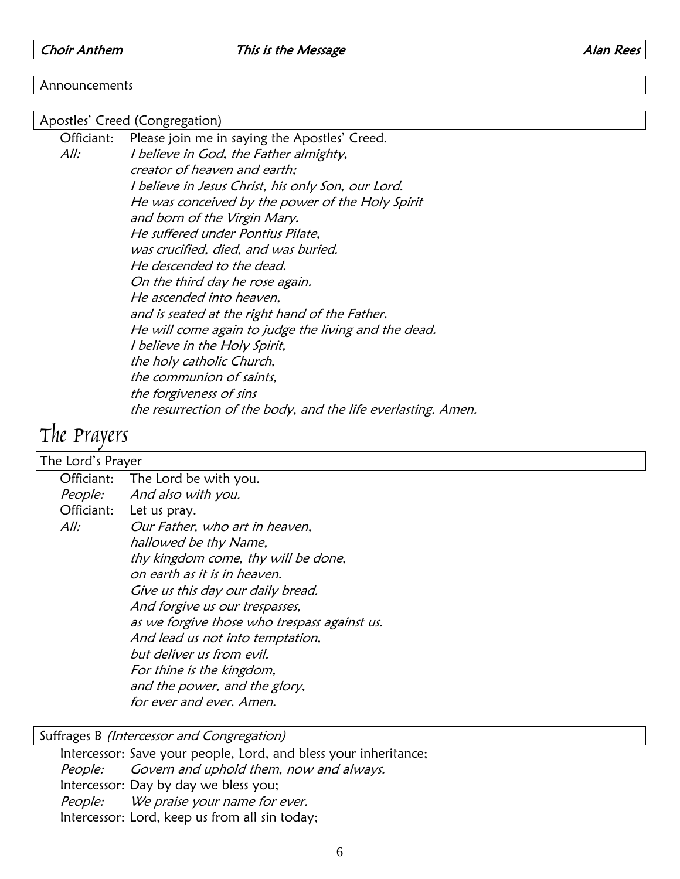*Choir Anthem* *This is the Message* *Alan Rees*

Announcements

Apostles' Creed (Congregation)

Officiant: Please join me in saying the Apostles' Creed.
*All: I believe in God, the Father almighty,*
*creator of heaven and earth;*
*I believe in Jesus Christ, his only Son, our Lord.*
*He was conceived by the power of the Holy Spirit*
*and born of the Virgin Mary.*
*He suffered under Pontius Pilate,*
*was crucified, died, and was buried.*
*He descended to the dead.*
*On the third day he rose again.*
*He ascended into heaven,*
*and is seated at the right hand of the Father.*
*He will come again to judge the living and the dead.*
*I believe in the Holy Spirit,*
*the holy catholic Church,*
*the communion of saints,*
*the forgiveness of sins*
*the resurrection of the body, and the life everlasting. Amen.*

# The Prayers

The Lord's Prayer

Officiant: The Lord be with you.
*People: And also with you.*
Officiant: Let us pray.
*All: Our Father, who art in heaven,*
*hallowed be thy Name,*
*thy kingdom come, thy will be done,*
*on earth as it is in heaven.*
*Give us this day our daily bread.*
*And forgive us our trespasses,*
*as we forgive those who trespass against us.*
*And lead us not into temptation,*
*but deliver us from evil.*
*For thine is the kingdom,*
*and the power, and the glory,*
*for ever and ever. Amen.*

Suffrages B *(Intercessor and Congregation)*

Intercessor: Save your people, Lord, and bless your inheritance;
*People: Govern and uphold them, now and always.*
Intercessor: Day by day we bless you;
*People: We praise your name for ever.*
Intercessor: Lord, keep us from all sin today;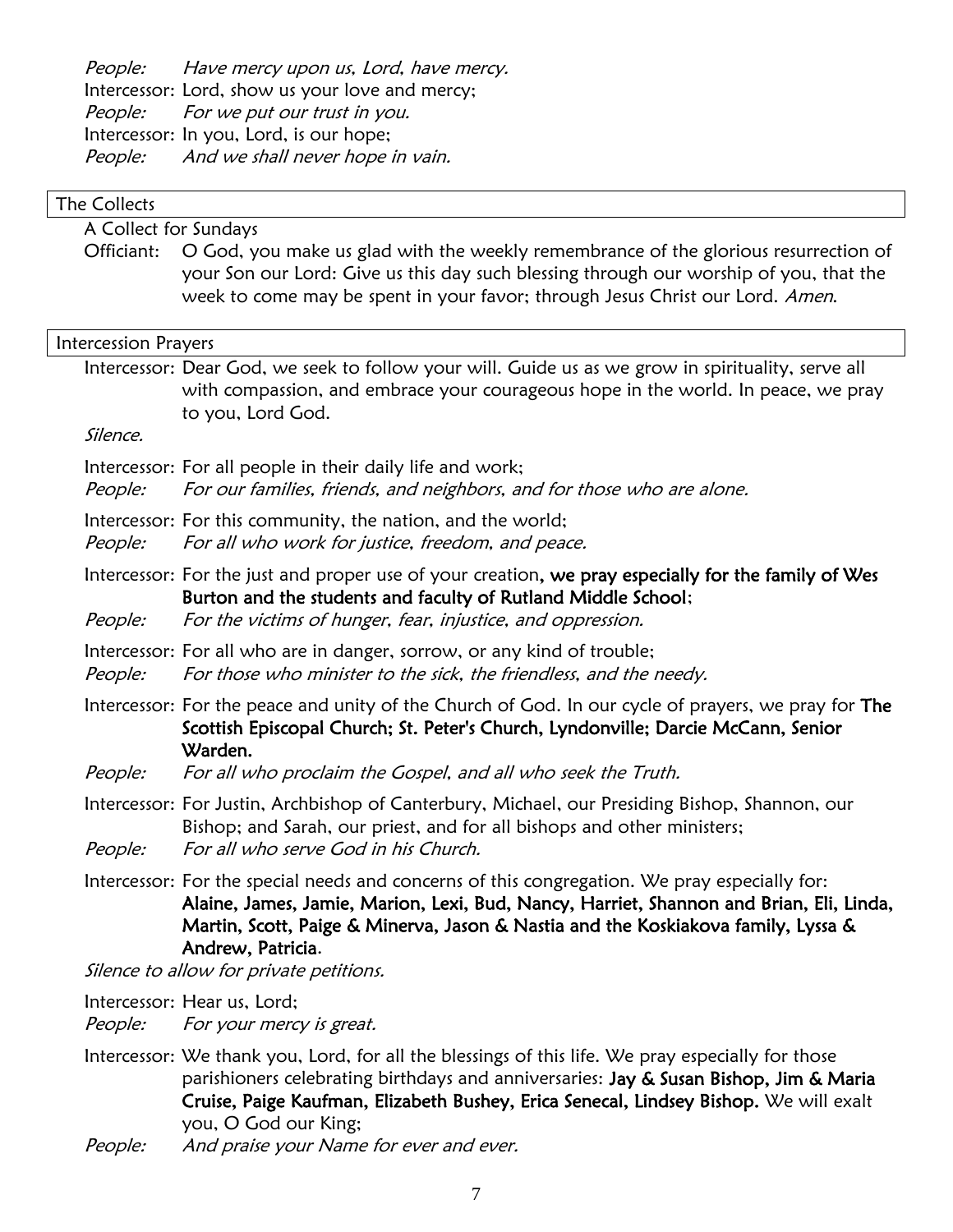*People:* *Have mercy upon us, Lord, have mercy.*
Intercessor: Lord, show us your love and mercy;
*People:* *For we put our trust in you.*
Intercessor: In you, Lord, is our hope;
*People:* *And we shall never hope in vain.*

## The Collects

A Collect for Sundays

Officiant: O God, you make us glad with the weekly remembrance of the glorious resurrection of your Son our Lord: Give us this day such blessing through our worship of you, that the week to come may be spent in your favor; through Jesus Christ our Lord. *Amen.*

## Intercession Prayers

Intercessor: Dear God, we seek to follow your will. Guide us as we grow in spirituality, serve all with compassion, and embrace your courageous hope in the world. In peace, we pray to you, Lord God.

*Silence.*

Intercessor: For all people in their daily life and work;
*People:* *For our families, friends, and neighbors, and for those who are alone.*

Intercessor: For this community, the nation, and the world;
*People:* *For all who work for justice, freedom, and peace.*

Intercessor: For the just and proper use of your creation**, we pray especially for the family of Wes Burton and the students and faculty of Rutland Middle School**;
*People:* *For the victims of hunger, fear, injustice, and oppression.*

Intercessor: For all who are in danger, sorrow, or any kind of trouble;
*People:* *For those who minister to the sick, the friendless, and the needy.*

Intercessor: For the peace and unity of the Church of God. In our cycle of prayers, we pray for **The Scottish Episcopal Church; St. Peter's Church, Lyndonville; Darcie McCann, Senior Warden.**
*People:* *For all who proclaim the Gospel, and all who seek the Truth.*

Intercessor: For Justin, Archbishop of Canterbury, Michael, our Presiding Bishop, Shannon, our Bishop; and Sarah, our priest, and for all bishops and other ministers;
*People:* *For all who serve God in his Church.*

Intercessor: For the special needs and concerns of this congregation. We pray especially for: **Alaine, James, Jamie, Marion, Lexi, Bud, Nancy, Harriet, Shannon and Brian, Eli, Linda, Martin, Scott, Paige & Minerva, Jason & Nastia and the Koskiakova family, Lyssa & Andrew, Patricia**.

*Silence to allow for private petitions.*

Intercessor: Hear us, Lord;
*People:* *For your mercy is great.*

Intercessor: We thank you, Lord, for all the blessings of this life. We pray especially for those parishioners celebrating birthdays and anniversaries: **Jay & Susan Bishop, Jim & Maria Cruise, Paige Kaufman, Elizabeth Bushey, Erica Senecal, Lindsey Bishop.** We will exalt you, O God our King;
*People:* *And praise your Name for ever and ever.*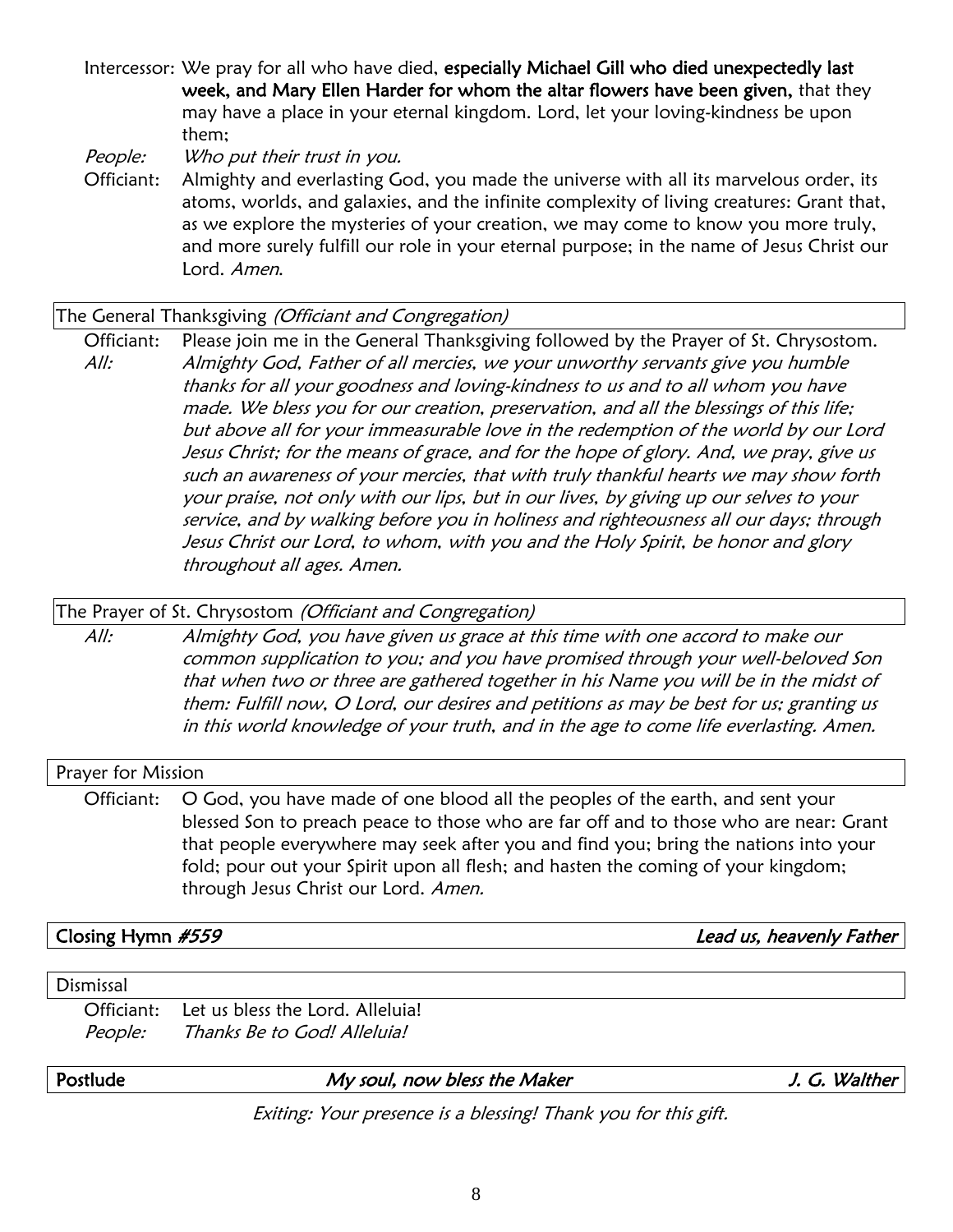Intercessor: We pray for all who have died, **especially Michael Gill who died unexpectedly last week, and Mary Ellen Harder for whom the altar flowers have been given,** that they may have a place in your eternal kingdom. Lord, let your loving-kindness be upon them;

*People:* *Who put their trust in you.*

Officiant: Almighty and everlasting God, you made the universe with all its marvelous order, its atoms, worlds, and galaxies, and the infinite complexity of living creatures: Grant that, as we explore the mysteries of your creation, we may come to know you more truly, and more surely fulfill our role in your eternal purpose; in the name of Jesus Christ our Lord. *Amen.*

## The General Thanksgiving *(Officiant and Congregation)*

Officiant: Please join me in the General Thanksgiving followed by the Prayer of St. Chrysostom.

*All:* *Almighty God, Father of all mercies, we your unworthy servants give you humble thanks for all your goodness and loving-kindness to us and to all whom you have made. We bless you for our creation, preservation, and all the blessings of this life; but above all for your immeasurable love in the redemption of the world by our Lord Jesus Christ; for the means of grace, and for the hope of glory. And, we pray, give us such an awareness of your mercies, that with truly thankful hearts we may show forth your praise, not only with our lips, but in our lives, by giving up our selves to your service, and by walking before you in holiness and righteousness all our days; through Jesus Christ our Lord, to whom, with you and the Holy Spirit, be honor and glory throughout all ages. Amen.*

## The Prayer of St. Chrysostom *(Officiant and Congregation)*

*All:* *Almighty God, you have given us grace at this time with one accord to make our common supplication to you; and you have promised through your well-beloved Son that when two or three are gathered together in his Name you will be in the midst of them: Fulfill now, O Lord, our desires and petitions as may be best for us; granting us in this world knowledge of your truth, and in the age to come life everlasting. Amen.*

## Prayer for Mission

Officiant: O God, you have made of one blood all the peoples of the earth, and sent your blessed Son to preach peace to those who are far off and to those who are near: Grant that people everywhere may seek after you and find you; bring the nations into your fold; pour out your Spirit upon all flesh; and hasten the coming of your kingdom; through Jesus Christ our Lord. *Amen.*

## Closing Hymn *#559* — *Lead us, heavenly Father*

## Dismissal

Officiant: Let us bless the Lord. Alleluia!

*People:* *Thanks Be to God! Alleluia!*

## Postlude — *My soul, now bless the Maker* — *J. G. Walther*

*Exiting: Your presence is a blessing! Thank you for this gift.*